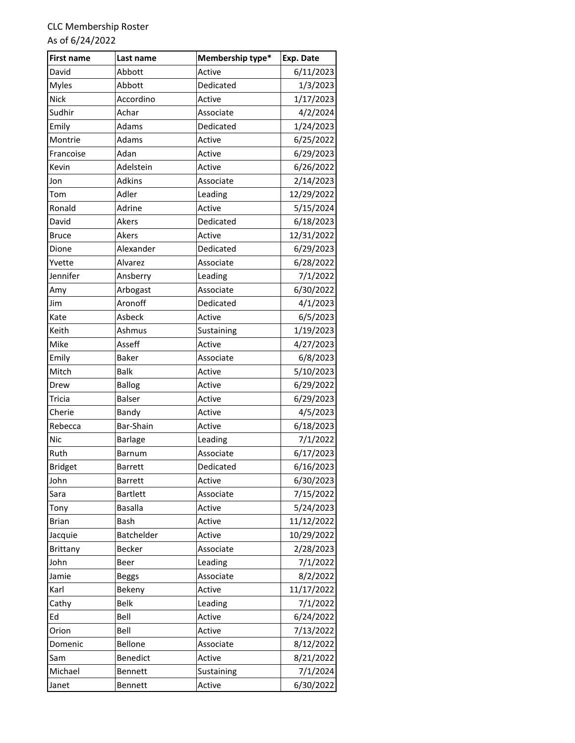CLC Membership Roster
As of 6/24/2022

| First name | Last name | Membership type* | Exp. Date |
|---|---|---|---|
| David | Abbott | Active | 6/11/2023 |
| Myles | Abbott | Dedicated | 1/3/2023 |
| Nick | Accordino | Active | 1/17/2023 |
| Sudhir | Achar | Associate | 4/2/2024 |
| Emily | Adams | Dedicated | 1/24/2023 |
| Montrie | Adams | Active | 6/25/2022 |
| Francoise | Adan | Active | 6/29/2023 |
| Kevin | Adelstein | Active | 6/26/2022 |
| Jon | Adkins | Associate | 2/14/2023 |
| Tom | Adler | Leading | 12/29/2022 |
| Ronald | Adrine | Active | 5/15/2024 |
| David | Akers | Dedicated | 6/18/2023 |
| Bruce | Akers | Active | 12/31/2022 |
| Dione | Alexander | Dedicated | 6/29/2023 |
| Yvette | Alvarez | Associate | 6/28/2022 |
| Jennifer | Ansberry | Leading | 7/1/2022 |
| Amy | Arbogast | Associate | 6/30/2022 |
| Jim | Aronoff | Dedicated | 4/1/2023 |
| Kate | Asbeck | Active | 6/5/2023 |
| Keith | Ashmus | Sustaining | 1/19/2023 |
| Mike | Asseff | Active | 4/27/2023 |
| Emily | Baker | Associate | 6/8/2023 |
| Mitch | Balk | Active | 5/10/2023 |
| Drew | Ballog | Active | 6/29/2022 |
| Tricia | Balser | Active | 6/29/2023 |
| Cherie | Bandy | Active | 4/5/2023 |
| Rebecca | Bar-Shain | Active | 6/18/2023 |
| Nic | Barlage | Leading | 7/1/2022 |
| Ruth | Barnum | Associate | 6/17/2023 |
| Bridget | Barrett | Dedicated | 6/16/2023 |
| John | Barrett | Active | 6/30/2023 |
| Sara | Bartlett | Associate | 7/15/2022 |
| Tony | Basalla | Active | 5/24/2023 |
| Brian | Bash | Active | 11/12/2022 |
| Jacquie | Batchelder | Active | 10/29/2022 |
| Brittany | Becker | Associate | 2/28/2023 |
| John | Beer | Leading | 7/1/2022 |
| Jamie | Beggs | Associate | 8/2/2022 |
| Karl | Bekeny | Active | 11/17/2022 |
| Cathy | Belk | Leading | 7/1/2022 |
| Ed | Bell | Active | 6/24/2022 |
| Orion | Bell | Active | 7/13/2022 |
| Domenic | Bellone | Associate | 8/12/2022 |
| Sam | Benedict | Active | 8/21/2022 |
| Michael | Bennett | Sustaining | 7/1/2024 |
| Janet | Bennett | Active | 6/30/2022 |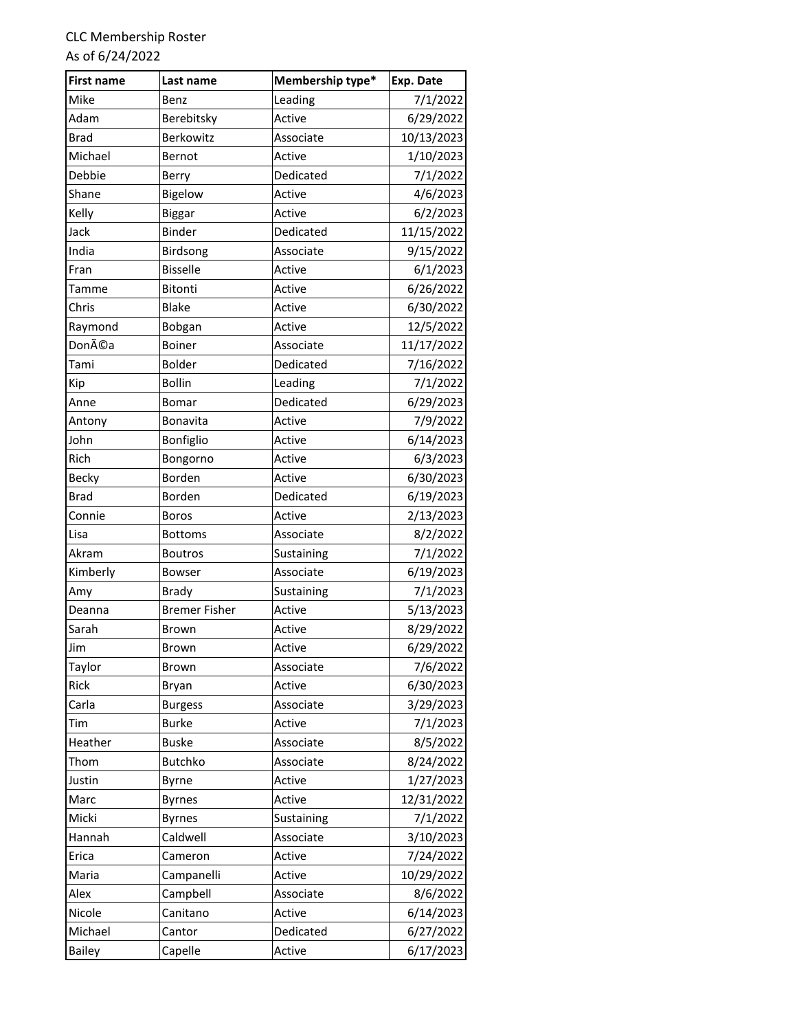CLC Membership Roster
As of 6/24/2022

| First name | Last name | Membership type* | Exp. Date |
|---|---|---|---|
| Mike | Benz | Leading | 7/1/2022 |
| Adam | Berebitsky | Active | 6/29/2022 |
| Brad | Berkowitz | Associate | 10/13/2023 |
| Michael | Bernot | Active | 1/10/2023 |
| Debbie | Berry | Dedicated | 7/1/2022 |
| Shane | Bigelow | Active | 4/6/2023 |
| Kelly | Biggar | Active | 6/2/2023 |
| Jack | Binder | Dedicated | 11/15/2022 |
| India | Birdsong | Associate | 9/15/2022 |
| Fran | Bisselle | Active | 6/1/2023 |
| Tamme | Bitonti | Active | 6/26/2022 |
| Chris | Blake | Active | 6/30/2022 |
| Raymond | Bobgan | Active | 12/5/2022 |
| DonÃ©a | Boiner | Associate | 11/17/2022 |
| Tami | Bolder | Dedicated | 7/16/2022 |
| Kip | Bollin | Leading | 7/1/2022 |
| Anne | Bomar | Dedicated | 6/29/2023 |
| Antony | Bonavita | Active | 7/9/2022 |
| John | Bonfiglio | Active | 6/14/2023 |
| Rich | Bongorno | Active | 6/3/2023 |
| Becky | Borden | Active | 6/30/2023 |
| Brad | Borden | Dedicated | 6/19/2023 |
| Connie | Boros | Active | 2/13/2023 |
| Lisa | Bottoms | Associate | 8/2/2022 |
| Akram | Boutros | Sustaining | 7/1/2022 |
| Kimberly | Bowser | Associate | 6/19/2023 |
| Amy | Brady | Sustaining | 7/1/2023 |
| Deanna | Bremer Fisher | Active | 5/13/2023 |
| Sarah | Brown | Active | 8/29/2022 |
| Jim | Brown | Active | 6/29/2022 |
| Taylor | Brown | Associate | 7/6/2022 |
| Rick | Bryan | Active | 6/30/2023 |
| Carla | Burgess | Associate | 3/29/2023 |
| Tim | Burke | Active | 7/1/2023 |
| Heather | Buske | Associate | 8/5/2022 |
| Thom | Butchko | Associate | 8/24/2022 |
| Justin | Byrne | Active | 1/27/2023 |
| Marc | Byrnes | Active | 12/31/2022 |
| Micki | Byrnes | Sustaining | 7/1/2022 |
| Hannah | Caldwell | Associate | 3/10/2023 |
| Erica | Cameron | Active | 7/24/2022 |
| Maria | Campanelli | Active | 10/29/2022 |
| Alex | Campbell | Associate | 8/6/2022 |
| Nicole | Canitano | Active | 6/14/2023 |
| Michael | Cantor | Dedicated | 6/27/2022 |
| Bailey | Capelle | Active | 6/17/2023 |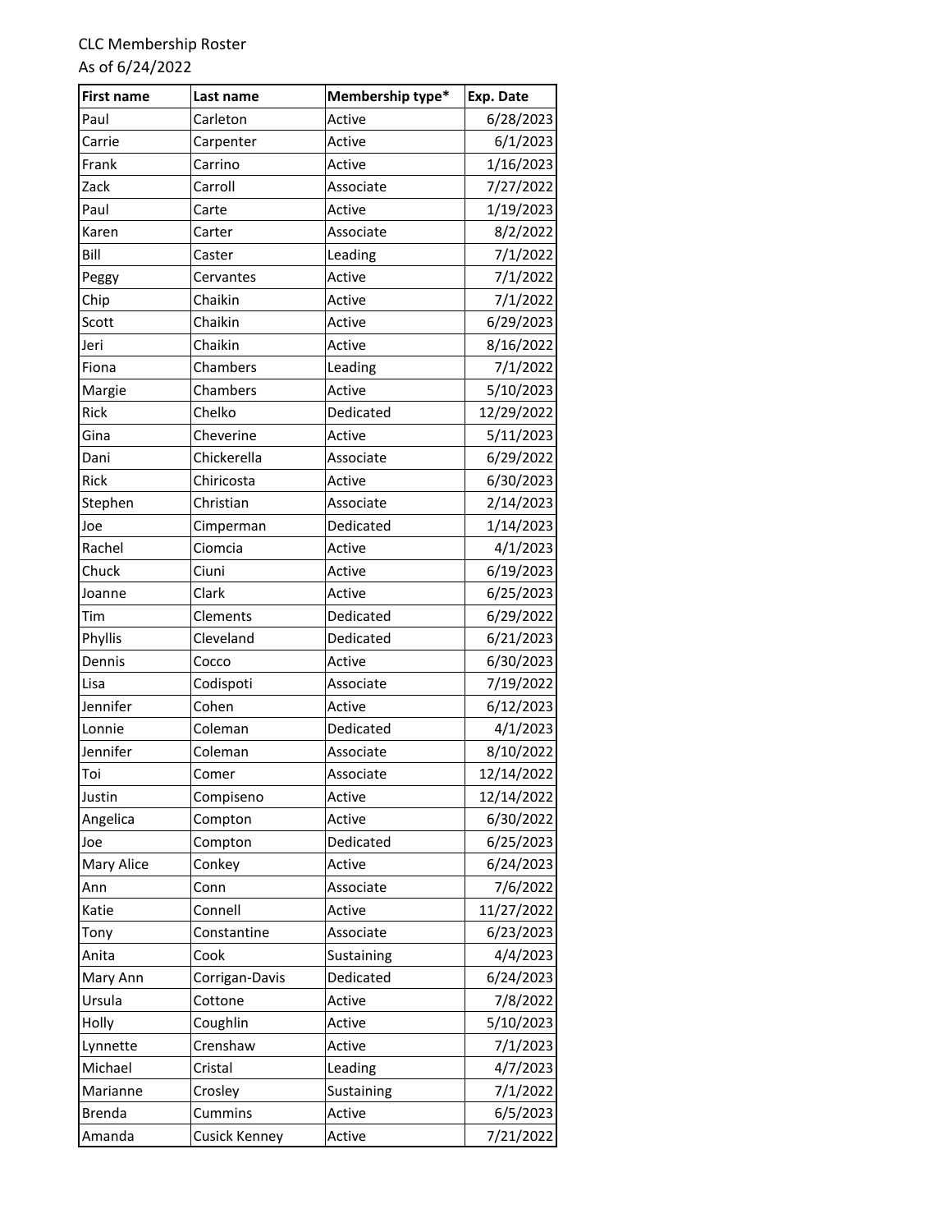CLC Membership Roster
As of 6/24/2022

| First name | Last name | Membership type* | Exp. Date |
|---|---|---|---|
| Paul | Carleton | Active | 6/28/2023 |
| Carrie | Carpenter | Active | 6/1/2023 |
| Frank | Carrino | Active | 1/16/2023 |
| Zack | Carroll | Associate | 7/27/2022 |
| Paul | Carte | Active | 1/19/2023 |
| Karen | Carter | Associate | 8/2/2022 |
| Bill | Caster | Leading | 7/1/2022 |
| Peggy | Cervantes | Active | 7/1/2022 |
| Chip | Chaikin | Active | 7/1/2022 |
| Scott | Chaikin | Active | 6/29/2023 |
| Jeri | Chaikin | Active | 8/16/2022 |
| Fiona | Chambers | Leading | 7/1/2022 |
| Margie | Chambers | Active | 5/10/2023 |
| Rick | Chelko | Dedicated | 12/29/2022 |
| Gina | Cheverine | Active | 5/11/2023 |
| Dani | Chickerella | Associate | 6/29/2022 |
| Rick | Chiricosta | Active | 6/30/2023 |
| Stephen | Christian | Associate | 2/14/2023 |
| Joe | Cimperman | Dedicated | 1/14/2023 |
| Rachel | Ciomcia | Active | 4/1/2023 |
| Chuck | Ciuni | Active | 6/19/2023 |
| Joanne | Clark | Active | 6/25/2023 |
| Tim | Clements | Dedicated | 6/29/2022 |
| Phyllis | Cleveland | Dedicated | 6/21/2023 |
| Dennis | Cocco | Active | 6/30/2023 |
| Lisa | Codispoti | Associate | 7/19/2022 |
| Jennifer | Cohen | Active | 6/12/2023 |
| Lonnie | Coleman | Dedicated | 4/1/2023 |
| Jennifer | Coleman | Associate | 8/10/2022 |
| Toi | Comer | Associate | 12/14/2022 |
| Justin | Compiseno | Active | 12/14/2022 |
| Angelica | Compton | Active | 6/30/2022 |
| Joe | Compton | Dedicated | 6/25/2023 |
| Mary Alice | Conkey | Active | 6/24/2023 |
| Ann | Conn | Associate | 7/6/2022 |
| Katie | Connell | Active | 11/27/2022 |
| Tony | Constantine | Associate | 6/23/2023 |
| Anita | Cook | Sustaining | 4/4/2023 |
| Mary Ann | Corrigan-Davis | Dedicated | 6/24/2023 |
| Ursula | Cottone | Active | 7/8/2022 |
| Holly | Coughlin | Active | 5/10/2023 |
| Lynnette | Crenshaw | Active | 7/1/2023 |
| Michael | Cristal | Leading | 4/7/2023 |
| Marianne | Crosley | Sustaining | 7/1/2022 |
| Brenda | Cummins | Active | 6/5/2023 |
| Amanda | Cusick Kenney | Active | 7/21/2022 |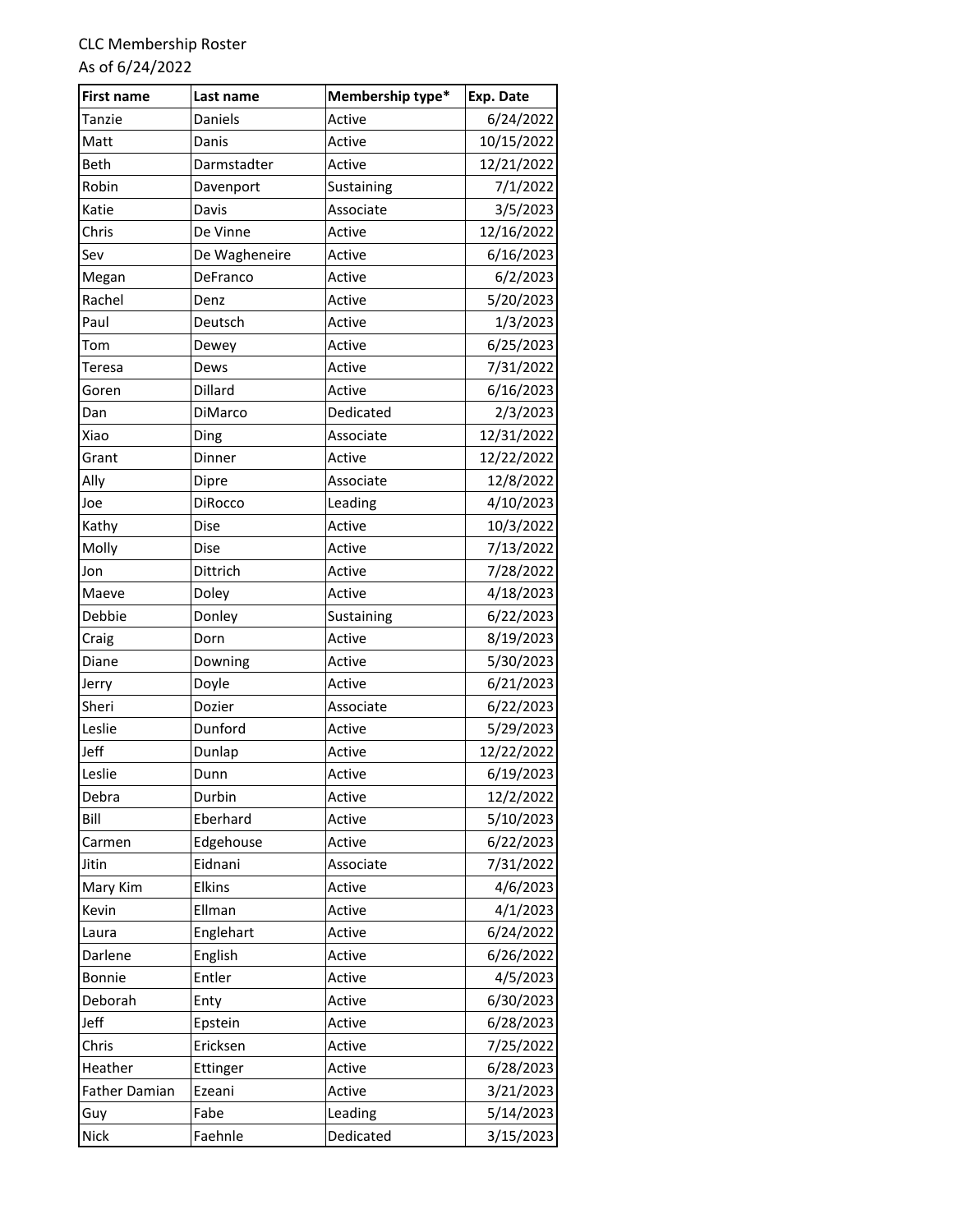CLC Membership Roster
As of 6/24/2022

| First name | Last name | Membership type* | Exp. Date |
|---|---|---|---|
| Tanzie | Daniels | Active | 6/24/2022 |
| Matt | Danis | Active | 10/15/2022 |
| Beth | Darmstadter | Active | 12/21/2022 |
| Robin | Davenport | Sustaining | 7/1/2022 |
| Katie | Davis | Associate | 3/5/2023 |
| Chris | De Vinne | Active | 12/16/2022 |
| Sev | De Wagheneire | Active | 6/16/2023 |
| Megan | DeFranco | Active | 6/2/2023 |
| Rachel | Denz | Active | 5/20/2023 |
| Paul | Deutsch | Active | 1/3/2023 |
| Tom | Dewey | Active | 6/25/2023 |
| Teresa | Dews | Active | 7/31/2022 |
| Goren | Dillard | Active | 6/16/2023 |
| Dan | DiMarco | Dedicated | 2/3/2023 |
| Xiao | Ding | Associate | 12/31/2022 |
| Grant | Dinner | Active | 12/22/2022 |
| Ally | Dipre | Associate | 12/8/2022 |
| Joe | DiRocco | Leading | 4/10/2023 |
| Kathy | Dise | Active | 10/3/2022 |
| Molly | Dise | Active | 7/13/2022 |
| Jon | Dittrich | Active | 7/28/2022 |
| Maeve | Doley | Active | 4/18/2023 |
| Debbie | Donley | Sustaining | 6/22/2023 |
| Craig | Dorn | Active | 8/19/2023 |
| Diane | Downing | Active | 5/30/2023 |
| Jerry | Doyle | Active | 6/21/2023 |
| Sheri | Dozier | Associate | 6/22/2023 |
| Leslie | Dunford | Active | 5/29/2023 |
| Jeff | Dunlap | Active | 12/22/2022 |
| Leslie | Dunn | Active | 6/19/2023 |
| Debra | Durbin | Active | 12/2/2022 |
| Bill | Eberhard | Active | 5/10/2023 |
| Carmen | Edgehouse | Active | 6/22/2023 |
| Jitin | Eidnani | Associate | 7/31/2022 |
| Mary Kim | Elkins | Active | 4/6/2023 |
| Kevin | Ellman | Active | 4/1/2023 |
| Laura | Englehart | Active | 6/24/2022 |
| Darlene | English | Active | 6/26/2022 |
| Bonnie | Entler | Active | 4/5/2023 |
| Deborah | Enty | Active | 6/30/2023 |
| Jeff | Epstein | Active | 6/28/2023 |
| Chris | Ericksen | Active | 7/25/2022 |
| Heather | Ettinger | Active | 6/28/2023 |
| Father Damian | Ezeani | Active | 3/21/2023 |
| Guy | Fabe | Leading | 5/14/2023 |
| Nick | Faehnle | Dedicated | 3/15/2023 |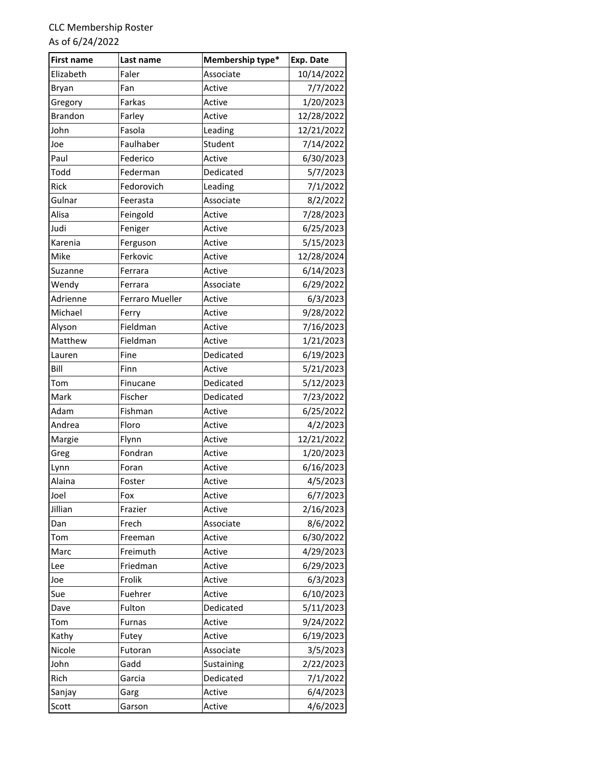CLC Membership Roster
As of 6/24/2022

| First name | Last name | Membership type* | Exp. Date |
|---|---|---|---|
| Elizabeth | Faler | Associate | 10/14/2022 |
| Bryan | Fan | Active | 7/7/2022 |
| Gregory | Farkas | Active | 1/20/2023 |
| Brandon | Farley | Active | 12/28/2022 |
| John | Fasola | Leading | 12/21/2022 |
| Joe | Faulhaber | Student | 7/14/2022 |
| Paul | Federico | Active | 6/30/2023 |
| Todd | Federman | Dedicated | 5/7/2023 |
| Rick | Fedorovich | Leading | 7/1/2022 |
| Gulnar | Feerasta | Associate | 8/2/2022 |
| Alisa | Feingold | Active | 7/28/2023 |
| Judi | Feniger | Active | 6/25/2023 |
| Karenia | Ferguson | Active | 5/15/2023 |
| Mike | Ferkovic | Active | 12/28/2024 |
| Suzanne | Ferrara | Active | 6/14/2023 |
| Wendy | Ferrara | Associate | 6/29/2022 |
| Adrienne | Ferraro Mueller | Active | 6/3/2023 |
| Michael | Ferry | Active | 9/28/2022 |
| Alyson | Fieldman | Active | 7/16/2023 |
| Matthew | Fieldman | Active | 1/21/2023 |
| Lauren | Fine | Dedicated | 6/19/2023 |
| Bill | Finn | Active | 5/21/2023 |
| Tom | Finucane | Dedicated | 5/12/2023 |
| Mark | Fischer | Dedicated | 7/23/2022 |
| Adam | Fishman | Active | 6/25/2022 |
| Andrea | Floro | Active | 4/2/2023 |
| Margie | Flynn | Active | 12/21/2022 |
| Greg | Fondran | Active | 1/20/2023 |
| Lynn | Foran | Active | 6/16/2023 |
| Alaina | Foster | Active | 4/5/2023 |
| Joel | Fox | Active | 6/7/2023 |
| Jillian | Frazier | Active | 2/16/2023 |
| Dan | Frech | Associate | 8/6/2022 |
| Tom | Freeman | Active | 6/30/2022 |
| Marc | Freimuth | Active | 4/29/2023 |
| Lee | Friedman | Active | 6/29/2023 |
| Joe | Frolik | Active | 6/3/2023 |
| Sue | Fuehrer | Active | 6/10/2023 |
| Dave | Fulton | Dedicated | 5/11/2023 |
| Tom | Furnas | Active | 9/24/2022 |
| Kathy | Futey | Active | 6/19/2023 |
| Nicole | Futoran | Associate | 3/5/2023 |
| John | Gadd | Sustaining | 2/22/2023 |
| Rich | Garcia | Dedicated | 7/1/2022 |
| Sanjay | Garg | Active | 6/4/2023 |
| Scott | Garson | Active | 4/6/2023 |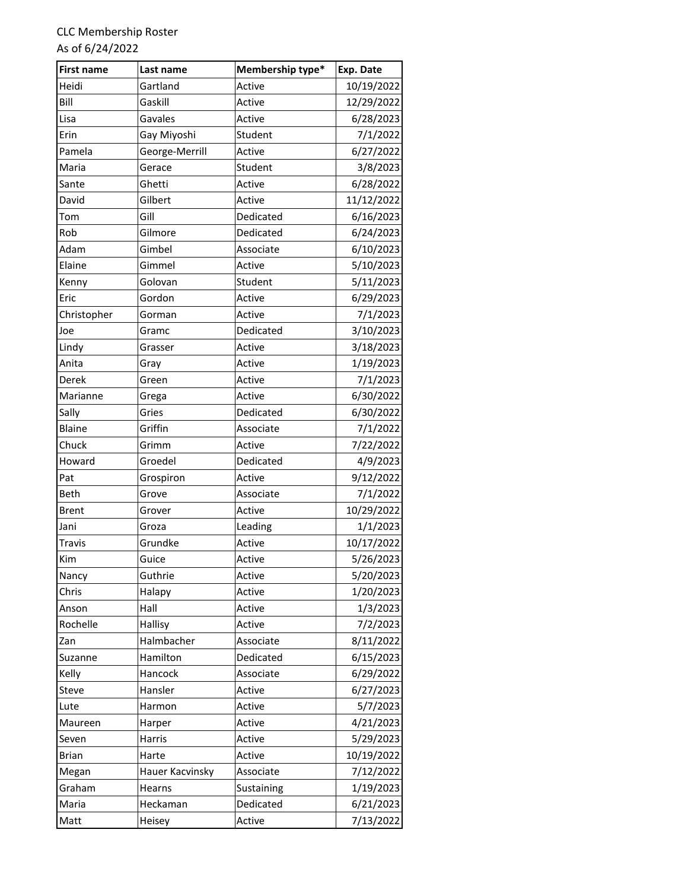CLC Membership Roster
As of 6/24/2022

| First name | Last name | Membership type* | Exp. Date |
|---|---|---|---|
| Heidi | Gartland | Active | 10/19/2022 |
| Bill | Gaskill | Active | 12/29/2022 |
| Lisa | Gavales | Active | 6/28/2023 |
| Erin | Gay Miyoshi | Student | 7/1/2022 |
| Pamela | George-Merrill | Active | 6/27/2022 |
| Maria | Gerace | Student | 3/8/2023 |
| Sante | Ghetti | Active | 6/28/2022 |
| David | Gilbert | Active | 11/12/2022 |
| Tom | Gill | Dedicated | 6/16/2023 |
| Rob | Gilmore | Dedicated | 6/24/2023 |
| Adam | Gimbel | Associate | 6/10/2023 |
| Elaine | Gimmel | Active | 5/10/2023 |
| Kenny | Golovan | Student | 5/11/2023 |
| Eric | Gordon | Active | 6/29/2023 |
| Christopher | Gorman | Active | 7/1/2023 |
| Joe | Gramc | Dedicated | 3/10/2023 |
| Lindy | Grasser | Active | 3/18/2023 |
| Anita | Gray | Active | 1/19/2023 |
| Derek | Green | Active | 7/1/2023 |
| Marianne | Grega | Active | 6/30/2022 |
| Sally | Gries | Dedicated | 6/30/2022 |
| Blaine | Griffin | Associate | 7/1/2022 |
| Chuck | Grimm | Active | 7/22/2022 |
| Howard | Groedel | Dedicated | 4/9/2023 |
| Pat | Grospiron | Active | 9/12/2022 |
| Beth | Grove | Associate | 7/1/2022 |
| Brent | Grover | Active | 10/29/2022 |
| Jani | Groza | Leading | 1/1/2023 |
| Travis | Grundke | Active | 10/17/2022 |
| Kim | Guice | Active | 5/26/2023 |
| Nancy | Guthrie | Active | 5/20/2023 |
| Chris | Halapy | Active | 1/20/2023 |
| Anson | Hall | Active | 1/3/2023 |
| Rochelle | Hallisy | Active | 7/2/2023 |
| Zan | Halmbacher | Associate | 8/11/2022 |
| Suzanne | Hamilton | Dedicated | 6/15/2023 |
| Kelly | Hancock | Associate | 6/29/2022 |
| Steve | Hansler | Active | 6/27/2023 |
| Lute | Harmon | Active | 5/7/2023 |
| Maureen | Harper | Active | 4/21/2023 |
| Seven | Harris | Active | 5/29/2023 |
| Brian | Harte | Active | 10/19/2022 |
| Megan | Hauer Kacvinsky | Associate | 7/12/2022 |
| Graham | Hearns | Sustaining | 1/19/2023 |
| Maria | Heckaman | Dedicated | 6/21/2023 |
| Matt | Heisey | Active | 7/13/2022 |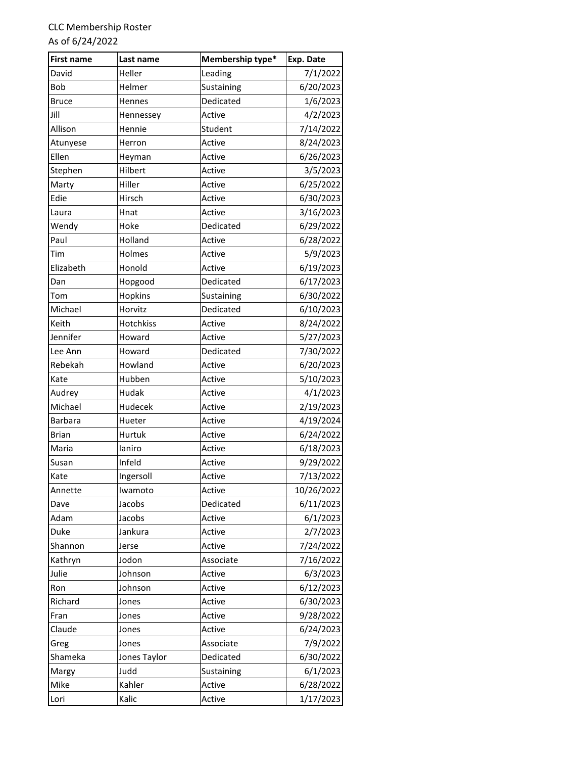CLC Membership Roster
As of 6/24/2022

| First name | Last name | Membership type* | Exp. Date |
|---|---|---|---|
| David | Heller | Leading | 7/1/2022 |
| Bob | Helmer | Sustaining | 6/20/2023 |
| Bruce | Hennes | Dedicated | 1/6/2023 |
| Jill | Hennessey | Active | 4/2/2023 |
| Allison | Hennie | Student | 7/14/2022 |
| Atunyese | Herron | Active | 8/24/2023 |
| Ellen | Heyman | Active | 6/26/2023 |
| Stephen | Hilbert | Active | 3/5/2023 |
| Marty | Hiller | Active | 6/25/2022 |
| Edie | Hirsch | Active | 6/30/2023 |
| Laura | Hnat | Active | 3/16/2023 |
| Wendy | Hoke | Dedicated | 6/29/2022 |
| Paul | Holland | Active | 6/28/2022 |
| Tim | Holmes | Active | 5/9/2023 |
| Elizabeth | Honold | Active | 6/19/2023 |
| Dan | Hopgood | Dedicated | 6/17/2023 |
| Tom | Hopkins | Sustaining | 6/30/2022 |
| Michael | Horvitz | Dedicated | 6/10/2023 |
| Keith | Hotchkiss | Active | 8/24/2022 |
| Jennifer | Howard | Active | 5/27/2023 |
| Lee Ann | Howard | Dedicated | 7/30/2022 |
| Rebekah | Howland | Active | 6/20/2023 |
| Kate | Hubben | Active | 5/10/2023 |
| Audrey | Hudak | Active | 4/1/2023 |
| Michael | Hudecek | Active | 2/19/2023 |
| Barbara | Hueter | Active | 4/19/2024 |
| Brian | Hurtuk | Active | 6/24/2022 |
| Maria | Ianiro | Active | 6/18/2023 |
| Susan | Infeld | Active | 9/29/2022 |
| Kate | Ingersoll | Active | 7/13/2022 |
| Annette | Iwamoto | Active | 10/26/2022 |
| Dave | Jacobs | Dedicated | 6/11/2023 |
| Adam | Jacobs | Active | 6/1/2023 |
| Duke | Jankura | Active | 2/7/2023 |
| Shannon | Jerse | Active | 7/24/2022 |
| Kathryn | Jodon | Associate | 7/16/2022 |
| Julie | Johnson | Active | 6/3/2023 |
| Ron | Johnson | Active | 6/12/2023 |
| Richard | Jones | Active | 6/30/2023 |
| Fran | Jones | Active | 9/28/2022 |
| Claude | Jones | Active | 6/24/2023 |
| Greg | Jones | Associate | 7/9/2022 |
| Shameka | Jones Taylor | Dedicated | 6/30/2022 |
| Margy | Judd | Sustaining | 6/1/2023 |
| Mike | Kahler | Active | 6/28/2022 |
| Lori | Kalic | Active | 1/17/2023 |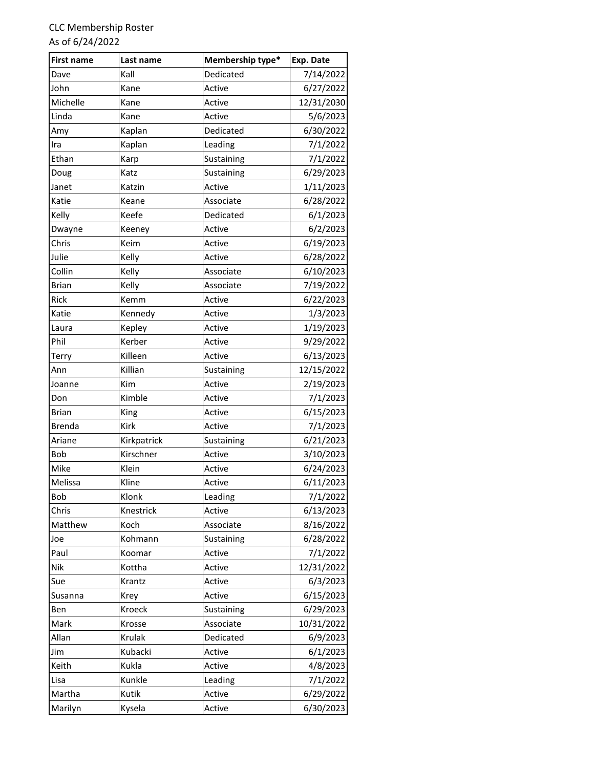CLC Membership Roster
As of 6/24/2022

| First name | Last name | Membership type* | Exp. Date |
| --- | --- | --- | --- |
| Dave | Kall | Dedicated | 7/14/2022 |
| John | Kane | Active | 6/27/2022 |
| Michelle | Kane | Active | 12/31/2030 |
| Linda | Kane | Active | 5/6/2023 |
| Amy | Kaplan | Dedicated | 6/30/2022 |
| Ira | Kaplan | Leading | 7/1/2022 |
| Ethan | Karp | Sustaining | 7/1/2022 |
| Doug | Katz | Sustaining | 6/29/2023 |
| Janet | Katzin | Active | 1/11/2023 |
| Katie | Keane | Associate | 6/28/2022 |
| Kelly | Keefe | Dedicated | 6/1/2023 |
| Dwayne | Keeney | Active | 6/2/2023 |
| Chris | Keim | Active | 6/19/2023 |
| Julie | Kelly | Active | 6/28/2022 |
| Collin | Kelly | Associate | 6/10/2023 |
| Brian | Kelly | Associate | 7/19/2022 |
| Rick | Kemm | Active | 6/22/2023 |
| Katie | Kennedy | Active | 1/3/2023 |
| Laura | Kepley | Active | 1/19/2023 |
| Phil | Kerber | Active | 9/29/2022 |
| Terry | Killeen | Active | 6/13/2023 |
| Ann | Killian | Sustaining | 12/15/2022 |
| Joanne | Kim | Active | 2/19/2023 |
| Don | Kimble | Active | 7/1/2023 |
| Brian | King | Active | 6/15/2023 |
| Brenda | Kirk | Active | 7/1/2023 |
| Ariane | Kirkpatrick | Sustaining | 6/21/2023 |
| Bob | Kirschner | Active | 3/10/2023 |
| Mike | Klein | Active | 6/24/2023 |
| Melissa | Kline | Active | 6/11/2023 |
| Bob | Klonk | Leading | 7/1/2022 |
| Chris | Knestrick | Active | 6/13/2023 |
| Matthew | Koch | Associate | 8/16/2022 |
| Joe | Kohmann | Sustaining | 6/28/2022 |
| Paul | Koomar | Active | 7/1/2022 |
| Nik | Kottha | Active | 12/31/2022 |
| Sue | Krantz | Active | 6/3/2023 |
| Susanna | Krey | Active | 6/15/2023 |
| Ben | Kroeck | Sustaining | 6/29/2023 |
| Mark | Krosse | Associate | 10/31/2022 |
| Allan | Krulak | Dedicated | 6/9/2023 |
| Jim | Kubacki | Active | 6/1/2023 |
| Keith | Kukla | Active | 4/8/2023 |
| Lisa | Kunkle | Leading | 7/1/2022 |
| Martha | Kutik | Active | 6/29/2022 |
| Marilyn | Kysela | Active | 6/30/2023 |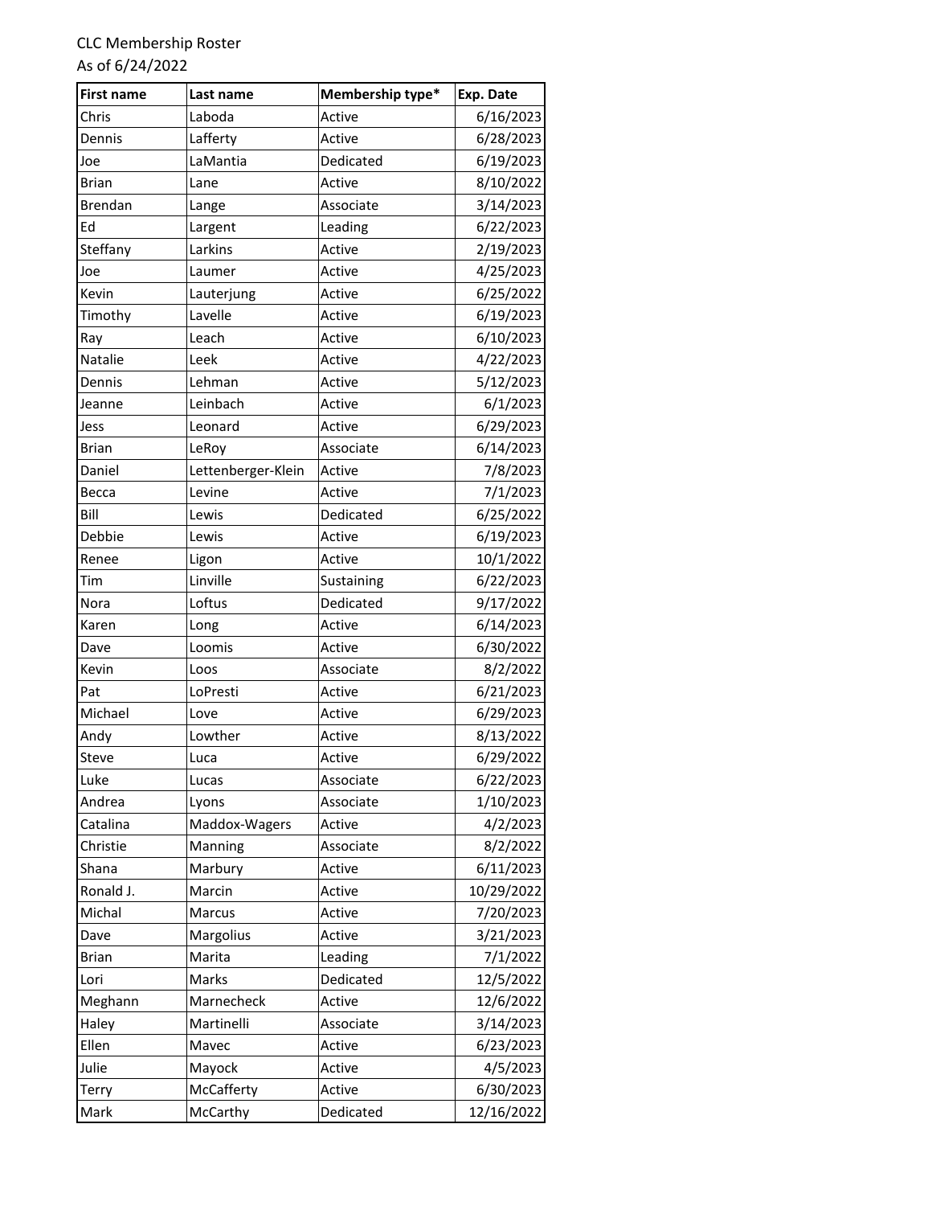CLC Membership Roster
As of 6/24/2022

| First name | Last name | Membership type* | Exp. Date |
|---|---|---|---|
| Chris | Laboda | Active | 6/16/2023 |
| Dennis | Lafferty | Active | 6/28/2023 |
| Joe | LaMantia | Dedicated | 6/19/2023 |
| Brian | Lane | Active | 8/10/2022 |
| Brendan | Lange | Associate | 3/14/2023 |
| Ed | Largent | Leading | 6/22/2023 |
| Steffany | Larkins | Active | 2/19/2023 |
| Joe | Laumer | Active | 4/25/2023 |
| Kevin | Lauterjung | Active | 6/25/2022 |
| Timothy | Lavelle | Active | 6/19/2023 |
| Ray | Leach | Active | 6/10/2023 |
| Natalie | Leek | Active | 4/22/2023 |
| Dennis | Lehman | Active | 5/12/2023 |
| Jeanne | Leinbach | Active | 6/1/2023 |
| Jess | Leonard | Active | 6/29/2023 |
| Brian | LeRoy | Associate | 6/14/2023 |
| Daniel | Lettenberger-Klein | Active | 7/8/2023 |
| Becca | Levine | Active | 7/1/2023 |
| Bill | Lewis | Dedicated | 6/25/2022 |
| Debbie | Lewis | Active | 6/19/2023 |
| Renee | Ligon | Active | 10/1/2022 |
| Tim | Linville | Sustaining | 6/22/2023 |
| Nora | Loftus | Dedicated | 9/17/2022 |
| Karen | Long | Active | 6/14/2023 |
| Dave | Loomis | Active | 6/30/2022 |
| Kevin | Loos | Associate | 8/2/2022 |
| Pat | LoPresti | Active | 6/21/2023 |
| Michael | Love | Active | 6/29/2023 |
| Andy | Lowther | Active | 8/13/2022 |
| Steve | Luca | Active | 6/29/2022 |
| Luke | Lucas | Associate | 6/22/2023 |
| Andrea | Lyons | Associate | 1/10/2023 |
| Catalina | Maddox-Wagers | Active | 4/2/2023 |
| Christie | Manning | Associate | 8/2/2022 |
| Shana | Marbury | Active | 6/11/2023 |
| Ronald J. | Marcin | Active | 10/29/2022 |
| Michal | Marcus | Active | 7/20/2023 |
| Dave | Margolius | Active | 3/21/2023 |
| Brian | Marita | Leading | 7/1/2022 |
| Lori | Marks | Dedicated | 12/5/2022 |
| Meghann | Marnecheck | Active | 12/6/2022 |
| Haley | Martinelli | Associate | 3/14/2023 |
| Ellen | Mavec | Active | 6/23/2023 |
| Julie | Mayock | Active | 4/5/2023 |
| Terry | McCafferty | Active | 6/30/2023 |
| Mark | McCarthy | Dedicated | 12/16/2022 |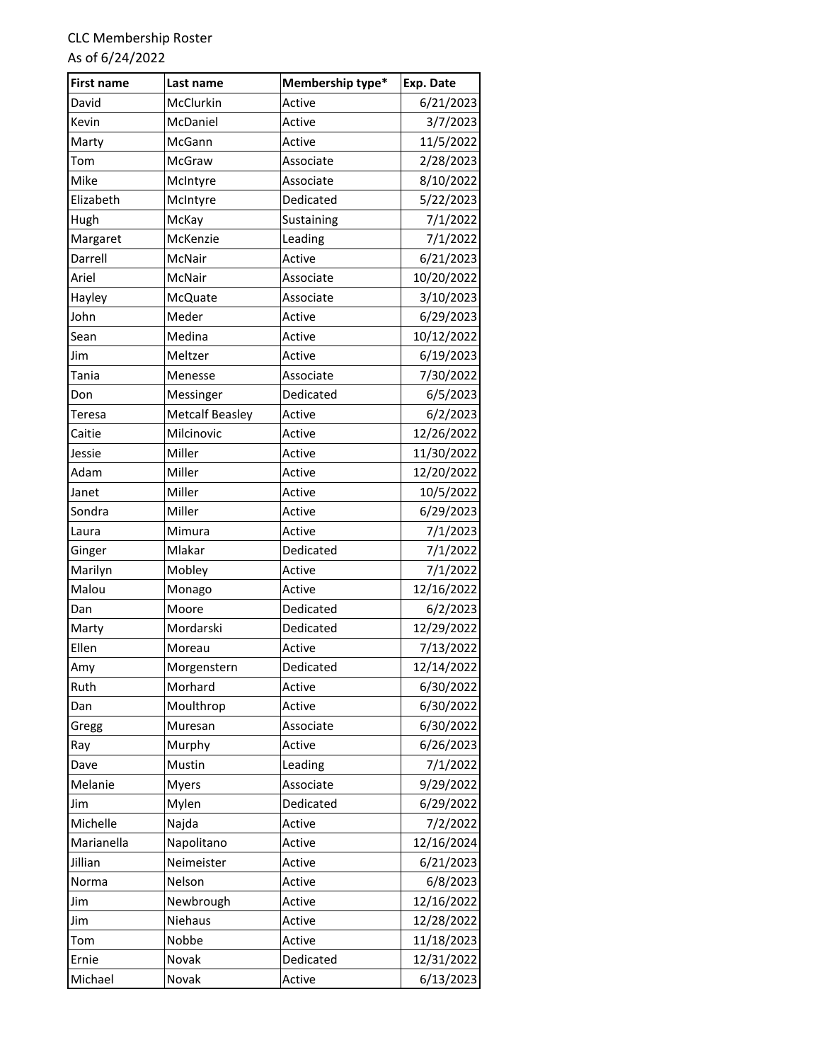CLC Membership Roster
As of 6/24/2022

| First name | Last name | Membership type* | Exp. Date |
|---|---|---|---|
| David | McClurkin | Active | 6/21/2023 |
| Kevin | McDaniel | Active | 3/7/2023 |
| Marty | McGann | Active | 11/5/2022 |
| Tom | McGraw | Associate | 2/28/2023 |
| Mike | McIntyre | Associate | 8/10/2022 |
| Elizabeth | McIntyre | Dedicated | 5/22/2023 |
| Hugh | McKay | Sustaining | 7/1/2022 |
| Margaret | McKenzie | Leading | 7/1/2022 |
| Darrell | McNair | Active | 6/21/2023 |
| Ariel | McNair | Associate | 10/20/2022 |
| Hayley | McQuate | Associate | 3/10/2023 |
| John | Meder | Active | 6/29/2023 |
| Sean | Medina | Active | 10/12/2022 |
| Jim | Meltzer | Active | 6/19/2023 |
| Tania | Menesse | Associate | 7/30/2022 |
| Don | Messinger | Dedicated | 6/5/2023 |
| Teresa | Metcalf Beasley | Active | 6/2/2023 |
| Caitie | Milcinovic | Active | 12/26/2022 |
| Jessie | Miller | Active | 11/30/2022 |
| Adam | Miller | Active | 12/20/2022 |
| Janet | Miller | Active | 10/5/2022 |
| Sondra | Miller | Active | 6/29/2023 |
| Laura | Mimura | Active | 7/1/2023 |
| Ginger | Mlakar | Dedicated | 7/1/2022 |
| Marilyn | Mobley | Active | 7/1/2022 |
| Malou | Monago | Active | 12/16/2022 |
| Dan | Moore | Dedicated | 6/2/2023 |
| Marty | Mordarski | Dedicated | 12/29/2022 |
| Ellen | Moreau | Active | 7/13/2022 |
| Amy | Morgenstern | Dedicated | 12/14/2022 |
| Ruth | Morhard | Active | 6/30/2022 |
| Dan | Moulthrop | Active | 6/30/2022 |
| Gregg | Muresan | Associate | 6/30/2022 |
| Ray | Murphy | Active | 6/26/2023 |
| Dave | Mustin | Leading | 7/1/2022 |
| Melanie | Myers | Associate | 9/29/2022 |
| Jim | Mylen | Dedicated | 6/29/2022 |
| Michelle | Najda | Active | 7/2/2022 |
| Marianella | Napolitano | Active | 12/16/2024 |
| Jillian | Neimeister | Active | 6/21/2023 |
| Norma | Nelson | Active | 6/8/2023 |
| Jim | Newbrough | Active | 12/16/2022 |
| Jim | Niehaus | Active | 12/28/2022 |
| Tom | Nobbe | Active | 11/18/2023 |
| Ernie | Novak | Dedicated | 12/31/2022 |
| Michael | Novak | Active | 6/13/2023 |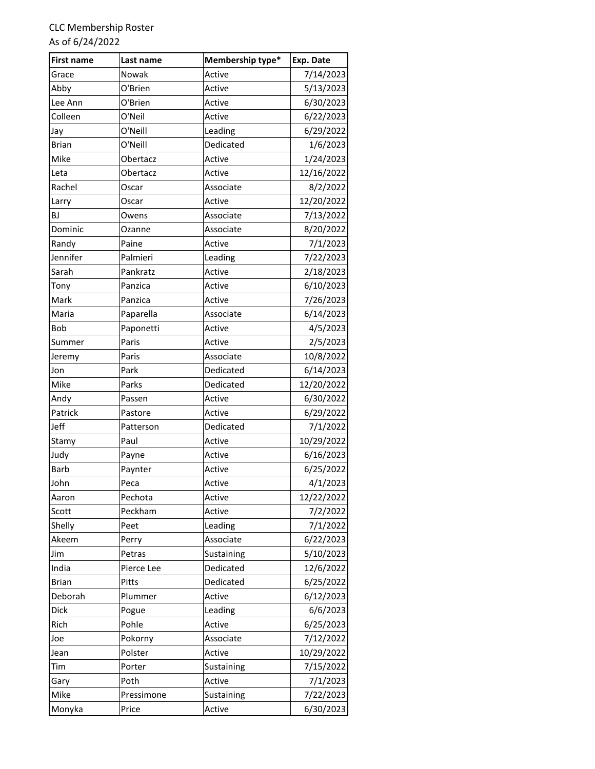CLC Membership Roster
As of 6/24/2022

| First name | Last name | Membership type* | Exp. Date |
|---|---|---|---|
| Grace | Nowak | Active | 7/14/2023 |
| Abby | O'Brien | Active | 5/13/2023 |
| Lee Ann | O'Brien | Active | 6/30/2023 |
| Colleen | O'Neil | Active | 6/22/2023 |
| Jay | O'Neill | Leading | 6/29/2022 |
| Brian | O'Neill | Dedicated | 1/6/2023 |
| Mike | Obertacz | Active | 1/24/2023 |
| Leta | Obertacz | Active | 12/16/2022 |
| Rachel | Oscar | Associate | 8/2/2022 |
| Larry | Oscar | Active | 12/20/2022 |
| BJ | Owens | Associate | 7/13/2022 |
| Dominic | Ozanne | Associate | 8/20/2022 |
| Randy | Paine | Active | 7/1/2023 |
| Jennifer | Palmieri | Leading | 7/22/2023 |
| Sarah | Pankratz | Active | 2/18/2023 |
| Tony | Panzica | Active | 6/10/2023 |
| Mark | Panzica | Active | 7/26/2023 |
| Maria | Paparella | Associate | 6/14/2023 |
| Bob | Paponetti | Active | 4/5/2023 |
| Summer | Paris | Active | 2/5/2023 |
| Jeremy | Paris | Associate | 10/8/2022 |
| Jon | Park | Dedicated | 6/14/2023 |
| Mike | Parks | Dedicated | 12/20/2022 |
| Andy | Passen | Active | 6/30/2022 |
| Patrick | Pastore | Active | 6/29/2022 |
| Jeff | Patterson | Dedicated | 7/1/2022 |
| Stamy | Paul | Active | 10/29/2022 |
| Judy | Payne | Active | 6/16/2023 |
| Barb | Paynter | Active | 6/25/2022 |
| John | Peca | Active | 4/1/2023 |
| Aaron | Pechota | Active | 12/22/2022 |
| Scott | Peckham | Active | 7/2/2022 |
| Shelly | Peet | Leading | 7/1/2022 |
| Akeem | Perry | Associate | 6/22/2023 |
| Jim | Petras | Sustaining | 5/10/2023 |
| India | Pierce Lee | Dedicated | 12/6/2022 |
| Brian | Pitts | Dedicated | 6/25/2022 |
| Deborah | Plummer | Active | 6/12/2023 |
| Dick | Pogue | Leading | 6/6/2023 |
| Rich | Pohle | Active | 6/25/2023 |
| Joe | Pokorny | Associate | 7/12/2022 |
| Jean | Polster | Active | 10/29/2022 |
| Tim | Porter | Sustaining | 7/15/2022 |
| Gary | Poth | Active | 7/1/2023 |
| Mike | Pressimone | Sustaining | 7/22/2023 |
| Monyka | Price | Active | 6/30/2023 |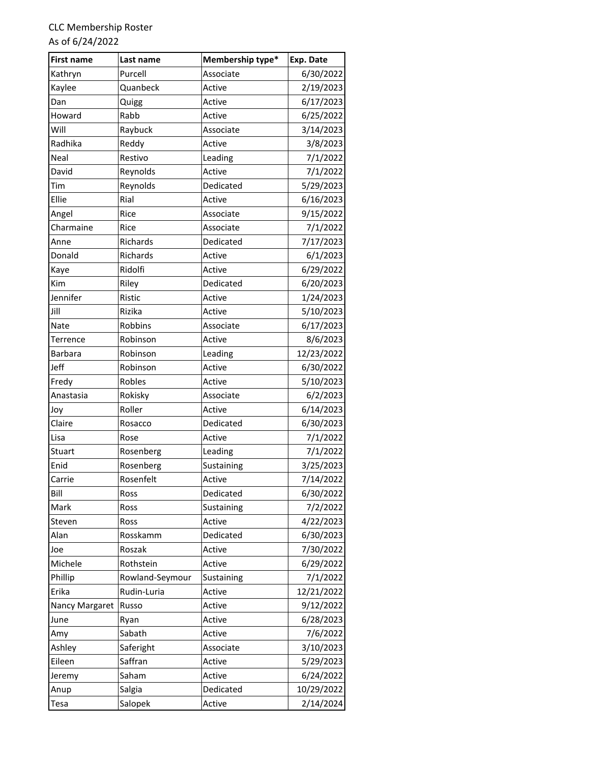CLC Membership Roster
As of 6/24/2022

| First name | Last name | Membership type* | Exp. Date |
|---|---|---|---|
| Kathryn | Purcell | Associate | 6/30/2022 |
| Kaylee | Quanbeck | Active | 2/19/2023 |
| Dan | Quigg | Active | 6/17/2023 |
| Howard | Rabb | Active | 6/25/2022 |
| Will | Raybuck | Associate | 3/14/2023 |
| Radhika | Reddy | Active | 3/8/2023 |
| Neal | Restivo | Leading | 7/1/2022 |
| David | Reynolds | Active | 7/1/2022 |
| Tim | Reynolds | Dedicated | 5/29/2023 |
| Ellie | Rial | Active | 6/16/2023 |
| Angel | Rice | Associate | 9/15/2022 |
| Charmaine | Rice | Associate | 7/1/2022 |
| Anne | Richards | Dedicated | 7/17/2023 |
| Donald | Richards | Active | 6/1/2023 |
| Kaye | Ridolfi | Active | 6/29/2022 |
| Kim | Riley | Dedicated | 6/20/2023 |
| Jennifer | Ristic | Active | 1/24/2023 |
| Jill | Rizika | Active | 5/10/2023 |
| Nate | Robbins | Associate | 6/17/2023 |
| Terrence | Robinson | Active | 8/6/2023 |
| Barbara | Robinson | Leading | 12/23/2022 |
| Jeff | Robinson | Active | 6/30/2022 |
| Fredy | Robles | Active | 5/10/2023 |
| Anastasia | Rokisky | Associate | 6/2/2023 |
| Joy | Roller | Active | 6/14/2023 |
| Claire | Rosacco | Dedicated | 6/30/2023 |
| Lisa | Rose | Active | 7/1/2022 |
| Stuart | Rosenberg | Leading | 7/1/2022 |
| Enid | Rosenberg | Sustaining | 3/25/2023 |
| Carrie | Rosenfelt | Active | 7/14/2022 |
| Bill | Ross | Dedicated | 6/30/2022 |
| Mark | Ross | Sustaining | 7/2/2022 |
| Steven | Ross | Active | 4/22/2023 |
| Alan | Rosskamm | Dedicated | 6/30/2023 |
| Joe | Roszak | Active | 7/30/2022 |
| Michele | Rothstein | Active | 6/29/2022 |
| Phillip | Rowland-Seymour | Sustaining | 7/1/2022 |
| Erika | Rudin-Luria | Active | 12/21/2022 |
| Nancy Margaret | Russo | Active | 9/12/2022 |
| June | Ryan | Active | 6/28/2023 |
| Amy | Sabath | Active | 7/6/2022 |
| Ashley | Saferight | Associate | 3/10/2023 |
| Eileen | Saffran | Active | 5/29/2023 |
| Jeremy | Saham | Active | 6/24/2022 |
| Anup | Salgia | Dedicated | 10/29/2022 |
| Tesa | Salopek | Active | 2/14/2024 |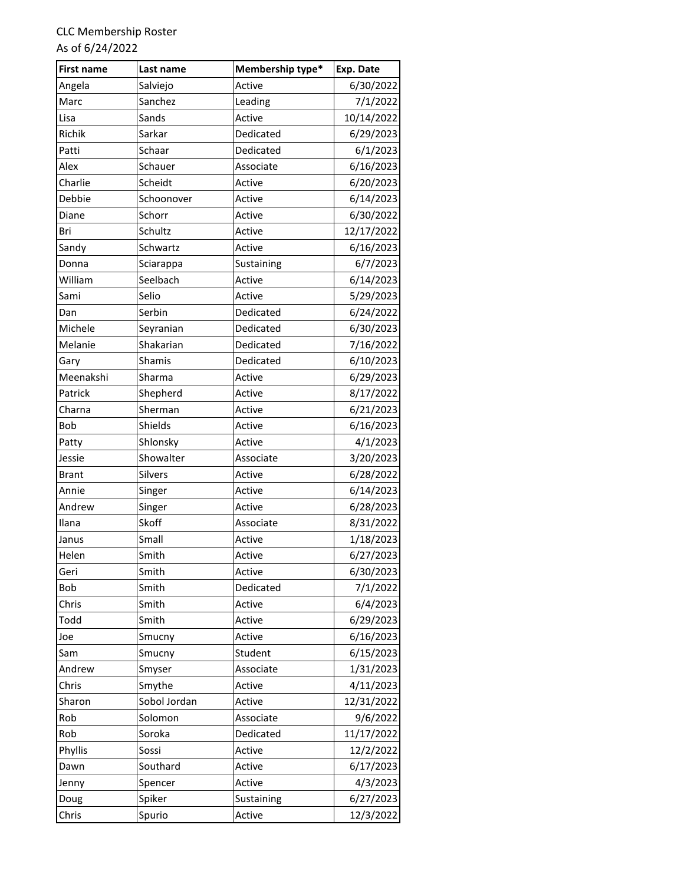CLC Membership Roster
As of 6/24/2022

| First name | Last name | Membership type* | Exp. Date |
| --- | --- | --- | --- |
| Angela | Salviejo | Active | 6/30/2022 |
| Marc | Sanchez | Leading | 7/1/2022 |
| Lisa | Sands | Active | 10/14/2022 |
| Richik | Sarkar | Dedicated | 6/29/2023 |
| Patti | Schaar | Dedicated | 6/1/2023 |
| Alex | Schauer | Associate | 6/16/2023 |
| Charlie | Scheidt | Active | 6/20/2023 |
| Debbie | Schoonover | Active | 6/14/2023 |
| Diane | Schorr | Active | 6/30/2022 |
| Bri | Schultz | Active | 12/17/2022 |
| Sandy | Schwartz | Active | 6/16/2023 |
| Donna | Sciarappa | Sustaining | 6/7/2023 |
| William | Seelbach | Active | 6/14/2023 |
| Sami | Selio | Active | 5/29/2023 |
| Dan | Serbin | Dedicated | 6/24/2022 |
| Michele | Seyranian | Dedicated | 6/30/2023 |
| Melanie | Shakarian | Dedicated | 7/16/2022 |
| Gary | Shamis | Dedicated | 6/10/2023 |
| Meenakshi | Sharma | Active | 6/29/2023 |
| Patrick | Shepherd | Active | 8/17/2022 |
| Charna | Sherman | Active | 6/21/2023 |
| Bob | Shields | Active | 6/16/2023 |
| Patty | Shlonsky | Active | 4/1/2023 |
| Jessie | Showalter | Associate | 3/20/2023 |
| Brant | Silvers | Active | 6/28/2022 |
| Annie | Singer | Active | 6/14/2023 |
| Andrew | Singer | Active | 6/28/2023 |
| Ilana | Skoff | Associate | 8/31/2022 |
| Janus | Small | Active | 1/18/2023 |
| Helen | Smith | Active | 6/27/2023 |
| Geri | Smith | Active | 6/30/2023 |
| Bob | Smith | Dedicated | 7/1/2022 |
| Chris | Smith | Active | 6/4/2023 |
| Todd | Smith | Active | 6/29/2023 |
| Joe | Smucny | Active | 6/16/2023 |
| Sam | Smucny | Student | 6/15/2023 |
| Andrew | Smyser | Associate | 1/31/2023 |
| Chris | Smythe | Active | 4/11/2023 |
| Sharon | Sobol Jordan | Active | 12/31/2022 |
| Rob | Solomon | Associate | 9/6/2022 |
| Rob | Soroka | Dedicated | 11/17/2022 |
| Phyllis | Sossi | Active | 12/2/2022 |
| Dawn | Southard | Active | 6/17/2023 |
| Jenny | Spencer | Active | 4/3/2023 |
| Doug | Spiker | Sustaining | 6/27/2023 |
| Chris | Spurio | Active | 12/3/2022 |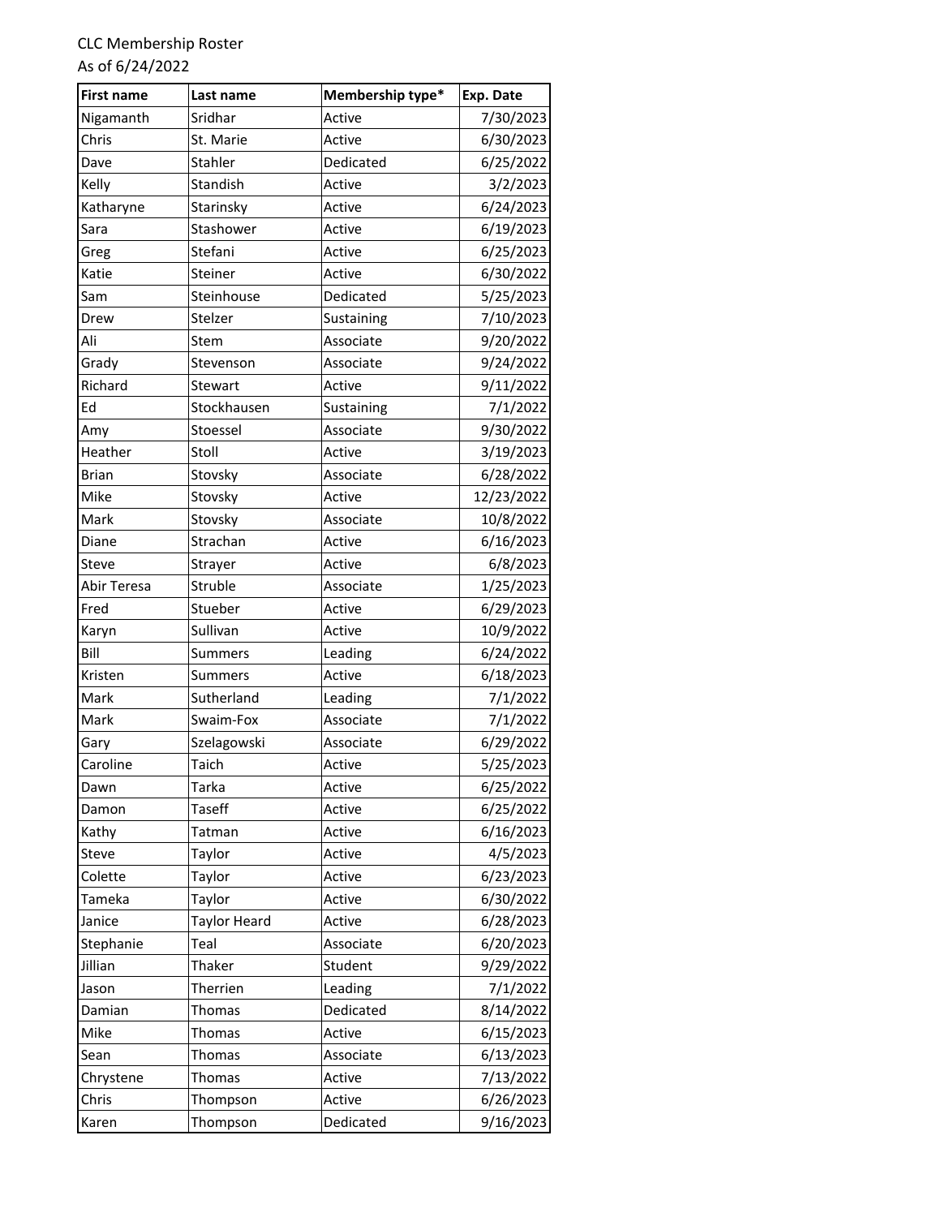CLC Membership Roster
As of 6/24/2022

| First name | Last name | Membership type* | Exp. Date |
|---|---|---|---|
| Nigamanth | Sridhar | Active | 7/30/2023 |
| Chris | St. Marie | Active | 6/30/2023 |
| Dave | Stahler | Dedicated | 6/25/2022 |
| Kelly | Standish | Active | 3/2/2023 |
| Katharyne | Starinsky | Active | 6/24/2023 |
| Sara | Stashower | Active | 6/19/2023 |
| Greg | Stefani | Active | 6/25/2023 |
| Katie | Steiner | Active | 6/30/2022 |
| Sam | Steinhouse | Dedicated | 5/25/2023 |
| Drew | Stelzer | Sustaining | 7/10/2023 |
| Ali | Stem | Associate | 9/20/2022 |
| Grady | Stevenson | Associate | 9/24/2022 |
| Richard | Stewart | Active | 9/11/2022 |
| Ed | Stockhausen | Sustaining | 7/1/2022 |
| Amy | Stoessel | Associate | 9/30/2022 |
| Heather | Stoll | Active | 3/19/2023 |
| Brian | Stovsky | Associate | 6/28/2022 |
| Mike | Stovsky | Active | 12/23/2022 |
| Mark | Stovsky | Associate | 10/8/2022 |
| Diane | Strachan | Active | 6/16/2023 |
| Steve | Strayer | Active | 6/8/2023 |
| Abir Teresa | Struble | Associate | 1/25/2023 |
| Fred | Stueber | Active | 6/29/2023 |
| Karyn | Sullivan | Active | 10/9/2022 |
| Bill | Summers | Leading | 6/24/2022 |
| Kristen | Summers | Active | 6/18/2023 |
| Mark | Sutherland | Leading | 7/1/2022 |
| Mark | Swaim-Fox | Associate | 7/1/2022 |
| Gary | Szelagowski | Associate | 6/29/2022 |
| Caroline | Taich | Active | 5/25/2023 |
| Dawn | Tarka | Active | 6/25/2022 |
| Damon | Taseff | Active | 6/25/2022 |
| Kathy | Tatman | Active | 6/16/2023 |
| Steve | Taylor | Active | 4/5/2023 |
| Colette | Taylor | Active | 6/23/2023 |
| Tameka | Taylor | Active | 6/30/2022 |
| Janice | Taylor Heard | Active | 6/28/2023 |
| Stephanie | Teal | Associate | 6/20/2023 |
| Jillian | Thaker | Student | 9/29/2022 |
| Jason | Therrien | Leading | 7/1/2022 |
| Damian | Thomas | Dedicated | 8/14/2022 |
| Mike | Thomas | Active | 6/15/2023 |
| Sean | Thomas | Associate | 6/13/2023 |
| Chrystene | Thomas | Active | 7/13/2022 |
| Chris | Thompson | Active | 6/26/2023 |
| Karen | Thompson | Dedicated | 9/16/2023 |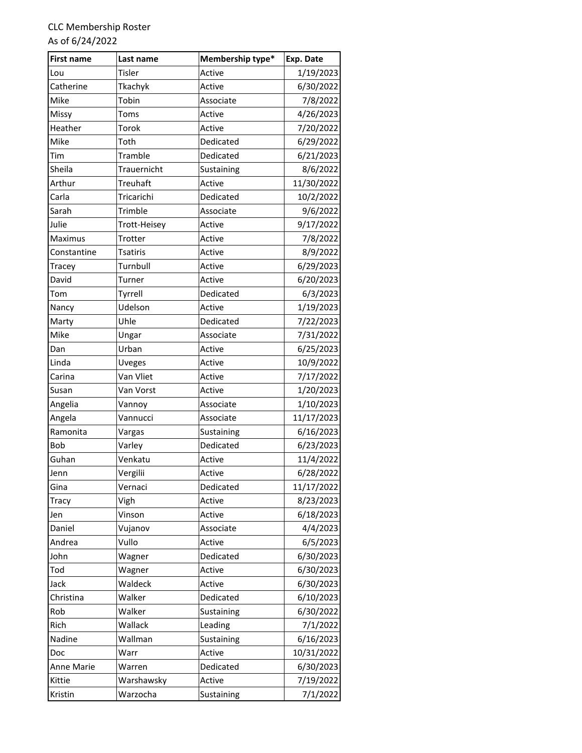CLC Membership Roster
As of 6/24/2022

| First name | Last name | Membership type* | Exp. Date |
|---|---|---|---|
| Lou | Tisler | Active | 1/19/2023 |
| Catherine | Tkachyk | Active | 6/30/2022 |
| Mike | Tobin | Associate | 7/8/2022 |
| Missy | Toms | Active | 4/26/2023 |
| Heather | Torok | Active | 7/20/2022 |
| Mike | Toth | Dedicated | 6/29/2022 |
| Tim | Tramble | Dedicated | 6/21/2023 |
| Sheila | Trauernicht | Sustaining | 8/6/2022 |
| Arthur | Treuhaft | Active | 11/30/2022 |
| Carla | Tricarichi | Dedicated | 10/2/2022 |
| Sarah | Trimble | Associate | 9/6/2022 |
| Julie | Trott-Heisey | Active | 9/17/2022 |
| Maximus | Trotter | Active | 7/8/2022 |
| Constantine | Tsatiris | Active | 8/9/2022 |
| Tracey | Turnbull | Active | 6/29/2023 |
| David | Turner | Active | 6/20/2023 |
| Tom | Tyrrell | Dedicated | 6/3/2023 |
| Nancy | Udelson | Active | 1/19/2023 |
| Marty | Uhle | Dedicated | 7/22/2023 |
| Mike | Ungar | Associate | 7/31/2022 |
| Dan | Urban | Active | 6/25/2023 |
| Linda | Uveges | Active | 10/9/2022 |
| Carina | Van Vliet | Active | 7/17/2022 |
| Susan | Van Vorst | Active | 1/20/2023 |
| Angelia | Vannoy | Associate | 1/10/2023 |
| Angela | Vannucci | Associate | 11/17/2023 |
| Ramonita | Vargas | Sustaining | 6/16/2023 |
| Bob | Varley | Dedicated | 6/23/2023 |
| Guhan | Venkatu | Active | 11/4/2022 |
| Jenn | Vergilii | Active | 6/28/2022 |
| Gina | Vernaci | Dedicated | 11/17/2022 |
| Tracy | Vigh | Active | 8/23/2023 |
| Jen | Vinson | Active | 6/18/2023 |
| Daniel | Vujanov | Associate | 4/4/2023 |
| Andrea | Vullo | Active | 6/5/2023 |
| John | Wagner | Dedicated | 6/30/2023 |
| Tod | Wagner | Active | 6/30/2023 |
| Jack | Waldeck | Active | 6/30/2023 |
| Christina | Walker | Dedicated | 6/10/2023 |
| Rob | Walker | Sustaining | 6/30/2022 |
| Rich | Wallack | Leading | 7/1/2022 |
| Nadine | Wallman | Sustaining | 6/16/2023 |
| Doc | Warr | Active | 10/31/2022 |
| Anne Marie | Warren | Dedicated | 6/30/2023 |
| Kittie | Warshawsky | Active | 7/19/2022 |
| Kristin | Warzocha | Sustaining | 7/1/2022 |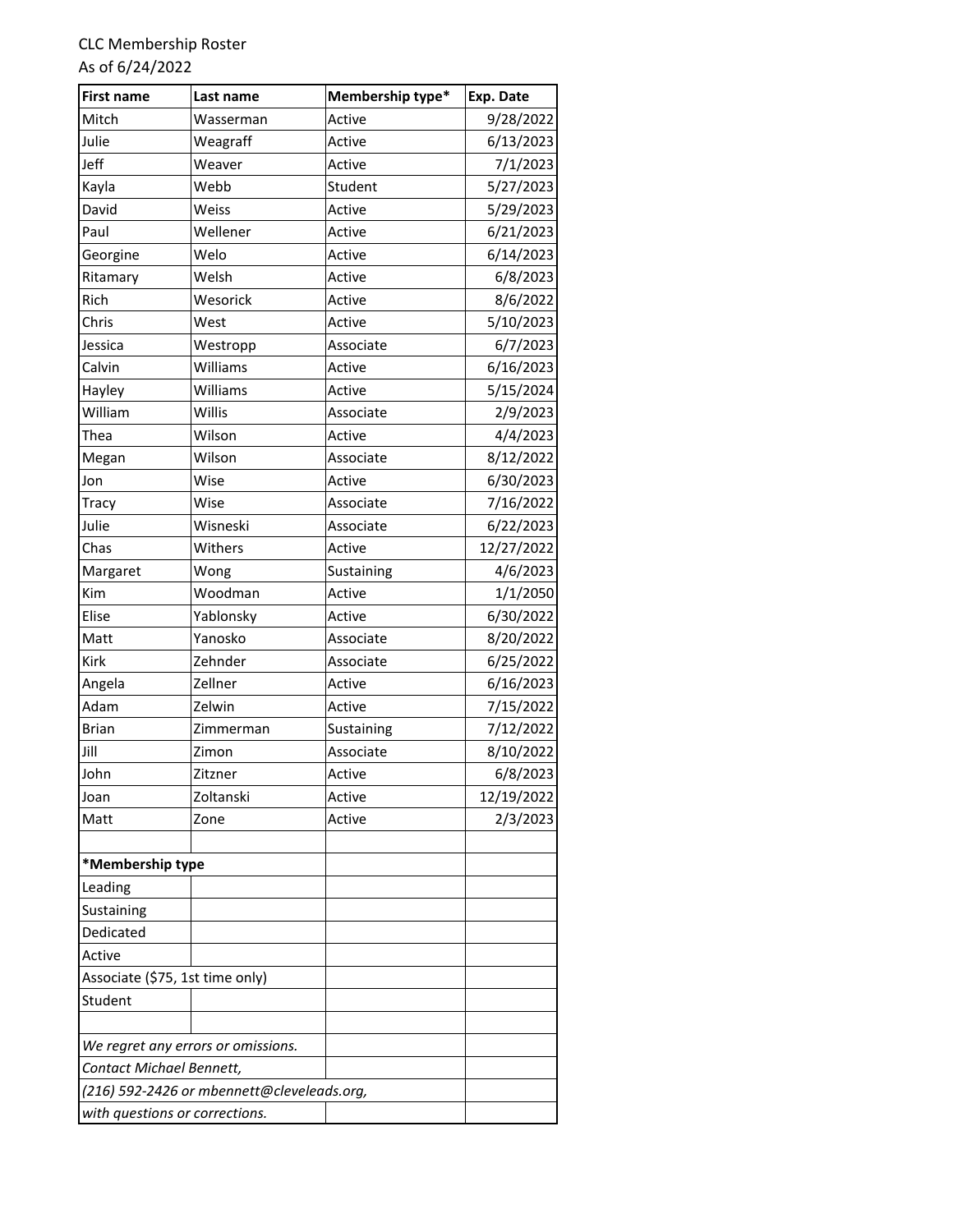CLC Membership Roster
As of 6/24/2022

| First name | Last name | Membership type* | Exp. Date |
|---|---|---|---|
| Mitch | Wasserman | Active | 9/28/2022 |
| Julie | Weagraff | Active | 6/13/2023 |
| Jeff | Weaver | Active | 7/1/2023 |
| Kayla | Webb | Student | 5/27/2023 |
| David | Weiss | Active | 5/29/2023 |
| Paul | Wellener | Active | 6/21/2023 |
| Georgine | Welo | Active | 6/14/2023 |
| Ritamary | Welsh | Active | 6/8/2023 |
| Rich | Wesorick | Active | 8/6/2022 |
| Chris | West | Active | 5/10/2023 |
| Jessica | Westropp | Associate | 6/7/2023 |
| Calvin | Williams | Active | 6/16/2023 |
| Hayley | Williams | Active | 5/15/2024 |
| William | Willis | Associate | 2/9/2023 |
| Thea | Wilson | Active | 4/4/2023 |
| Megan | Wilson | Associate | 8/12/2022 |
| Jon | Wise | Active | 6/30/2023 |
| Tracy | Wise | Associate | 7/16/2022 |
| Julie | Wisneski | Associate | 6/22/2023 |
| Chas | Withers | Active | 12/27/2022 |
| Margaret | Wong | Sustaining | 4/6/2023 |
| Kim | Woodman | Active | 1/1/2050 |
| Elise | Yablonsky | Active | 6/30/2022 |
| Matt | Yanosko | Associate | 8/20/2022 |
| Kirk | Zehnder | Associate | 6/25/2022 |
| Angela | Zellner | Active | 6/16/2023 |
| Adam | Zelwin | Active | 7/15/2022 |
| Brian | Zimmerman | Sustaining | 7/12/2022 |
| Jill | Zimon | Associate | 8/10/2022 |
| John | Zitzner | Active | 6/8/2023 |
| Joan | Zoltanski | Active | 12/19/2022 |
| Matt | Zone | Active | 2/3/2023 |

**\*Membership type**

- Leading
- Sustaining
- Dedicated
- Active
- Associate ($75, 1st time only)
- Student

*We regret any errors or omissions.*
*Contact Michael Bennett,*
*(216) 592-2426 or mbennett@cleveleads.org,*
*with questions or corrections.*